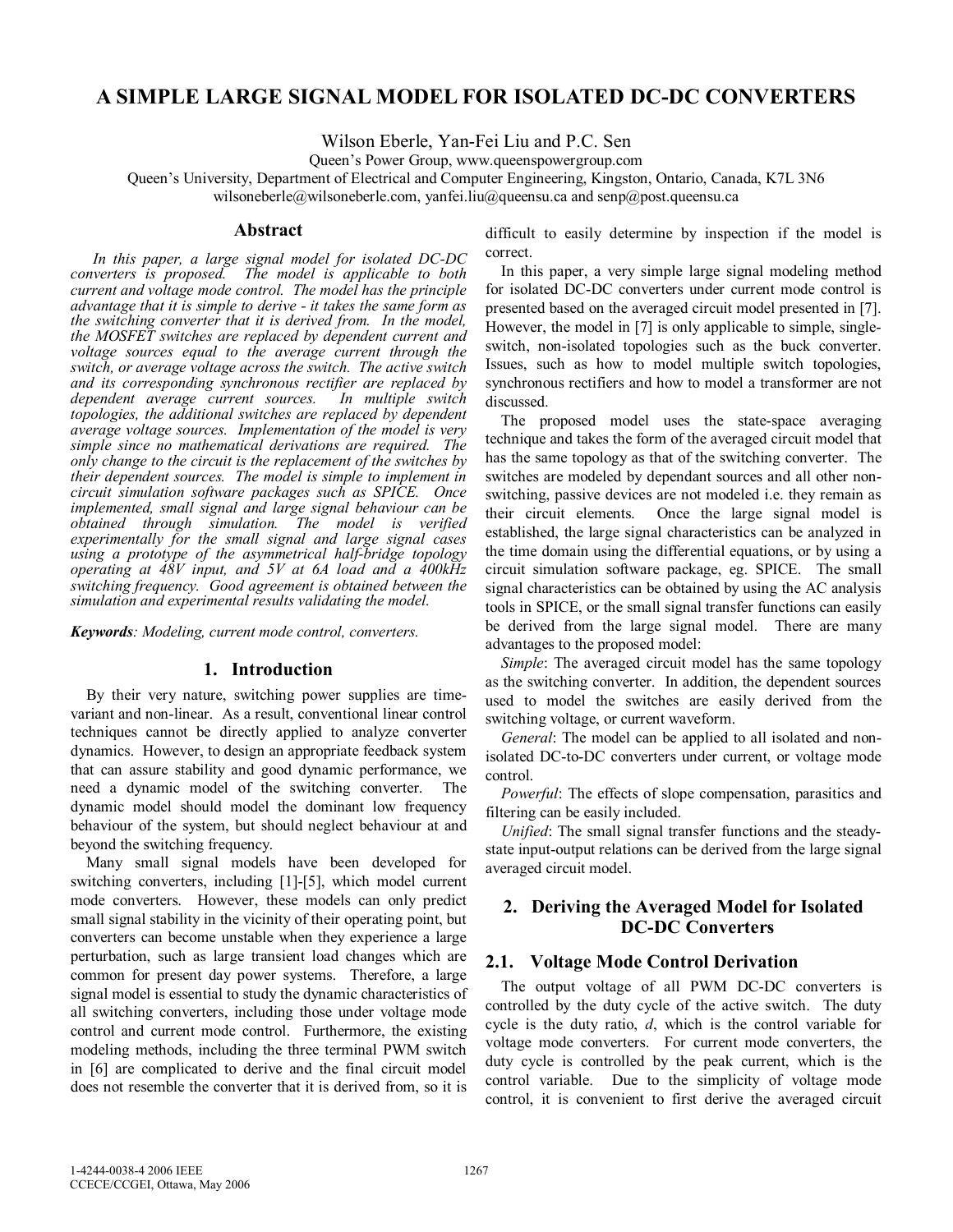# A SIMPLE LARGE SIGNAL MODEL FOR ISOLATED DC-DC CONVERTERS

Wilson Eberle, Yan-Fei Liu and P.C. Sen

Queen's Power Group, www.queenspowergroup.com

Queen's University, Department of Electrical and Computer Engineering, Kingston, Ontario, Canada, K7L 3N6

wilsoneberle@wilsoneberle.com, yanfei.liu@queensu.ca and senp@post.queensu.ca

## Abstract

*In this paper, a large signal model for isolated DC-DC converters is proposed. The model is applicable to both current and voltage mode control. The model has the principle advantage that it is simple to derive - it takes the same form as the switching converter that it is derived from. In the model, the MOSFET switches are replaced by dependent current and voltage sources equal to the average current through the switch, or average voltage across the switch. The active switch and its corresponding synchronous rectifier are replaced by dependent average current sources. In multiple switch topologies, the additional switches are replaced by dependent average voltage sources. Implementation of the model is very simple since no mathematical derivations are required. The only change to the circuit is the replacement of the switches by their dependent sources. The model is simple to implement in circuit simulation software packages such as SPICE. Once implemented, small signal and large signal behaviour can be obtained through simulation. The model is verified experimentally for the small signal and large signal cases using a prototype of the asymmetrical half-bridge topology operating at 48V input, and 5V at 6A load and a 400kHz switching frequency. Good agreement is obtained between the simulation and experimental results validating the model.*

***Keywords**: Modeling, current mode control, converters.*

## 1. Introduction

By their very nature, switching power supplies are time-variant and non-linear. As a result, conventional linear control techniques cannot be directly applied to analyze converter dynamics. However, to design an appropriate feedback system that can assure stability and good dynamic performance, we need a dynamic model of the switching converter. The dynamic model should model the dominant low frequency behaviour of the system, but should neglect behaviour at and beyond the switching frequency.

Many small signal models have been developed for switching converters, including [1]-[5], which model current mode converters. However, these models can only predict small signal stability in the vicinity of their operating point, but converters can become unstable when they experience a large perturbation, such as large transient load changes which are common for present day power systems. Therefore, a large signal model is essential to study the dynamic characteristics of all switching converters, including those under voltage mode control and current mode control. Furthermore, the existing modeling methods, including the three terminal PWM switch in [6] are complicated to derive and the final circuit model does not resemble the converter that it is derived from, so it is difficult to easily determine by inspection if the model is correct.

In this paper, a very simple large signal modeling method for isolated DC-DC converters under current mode control is presented based on the averaged circuit model presented in [7]. However, the model in [7] is only applicable to simple, single-switch, non-isolated topologies such as the buck converter. Issues, such as how to model multiple switch topologies, synchronous rectifiers and how to model a transformer are not discussed.

The proposed model uses the state-space averaging technique and takes the form of the averaged circuit model that has the same topology as that of the switching converter. The switches are modeled by dependant sources and all other non-switching, passive devices are not modeled i.e. they remain as their circuit elements. Once the large signal model is established, the large signal characteristics can be analyzed in the time domain using the differential equations, or by using a circuit simulation software package, eg. SPICE. The small signal characteristics can be obtained by using the AC analysis tools in SPICE, or the small signal transfer functions can easily be derived from the large signal model. There are many advantages to the proposed model:

*Simple*: The averaged circuit model has the same topology as the switching converter. In addition, the dependent sources used to model the switches are easily derived from the switching voltage, or current waveform.

*General*: The model can be applied to all isolated and non-isolated DC-to-DC converters under current, or voltage mode control.

*Powerful*: The effects of slope compensation, parasitics and filtering can be easily included.

*Unified*: The small signal transfer functions and the steady-state input-output relations can be derived from the large signal averaged circuit model.

## 2. Deriving the Averaged Model for Isolated DC-DC Converters

### 2.1. Voltage Mode Control Derivation

The output voltage of all PWM DC-DC converters is controlled by the duty cycle of the active switch. The duty cycle is the duty ratio, *d*, which is the control variable for voltage mode converters. For current mode converters, the duty cycle is controlled by the peak current, which is the control variable. Due to the simplicity of voltage mode control, it is convenient to first derive the averaged circuit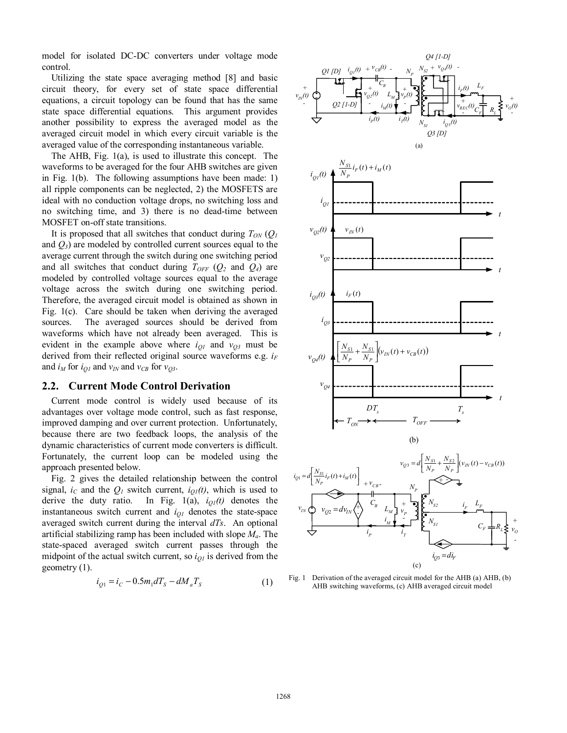model for isolated DC-DC converters under voltage mode control.

Utilizing the state space averaging method [8] and basic circuit theory, for every set of state space differential equations, a circuit topology can be found that has the same state space differential equations. This argument provides another possibility to express the averaged model as the averaged circuit model in which every circuit variable is the averaged value of the corresponding instantaneous variable.

The AHB, Fig. 1(a), is used to illustrate this concept. The waveforms to be averaged for the four AHB switches are given in Fig. 1(b). The following assumptions have been made: 1) all ripple components can be neglected, 2) the MOSFETS are ideal with no conduction voltage drops, no switching loss and no switching time, and 3) there is no dead-time between MOSFET on-off state transitions.

It is proposed that all switches that conduct during $T_{ON}$ ($Q_1$ and $Q_3$) are modeled by controlled current sources equal to the average current through the switch during one switching period and all switches that conduct during $T_{OFF}$ ($Q_2$ and $Q_4$) are modeled by controlled voltage sources equal to the average voltage across the switch during one switching period. Therefore, the averaged circuit model is obtained as shown in Fig. 1(c). Care should be taken when deriving the averaged sources. The averaged sources should be derived from waveforms which have not already been averaged. This is evident in the example above where $i_{Q1}$ and $v_{Q3}$ must be derived from their reflected original source waveforms e.g. $i_F$ and $i_M$ for $i_{Q1}$ and $v_{IN}$ and $v_{CB}$ for $v_{Q3}$.

## 2.2. Current Mode Control Derivation

Current mode control is widely used because of its advantages over voltage mode control, such as fast response, improved damping and over current protection. Unfortunately, because there are two feedback loops, the analysis of the dynamic characteristics of current mode converters is difficult. Fortunately, the current loop can be modeled using the approach presented below.

Fig. 2 gives the detailed relationship between the control signal, $i_C$ and the $Q_1$ switch current, $i_{Q1}(t)$, which is used to derive the duty ratio. In Fig. 1(a), $i_{Q1}(t)$ denotes the instantaneous switch current and $i_{Q1}$ denotes the state-space averaged switch current during the interval $dTs$. An optional artificial stabilizing ramp has been included with slope $M_a$. The state-spaced averaged switch current passes through the midpoint of the actual switch current, so $i_{Q1}$ is derived from the geometry (1).

$$i_{Q1} = i_C - 0.5 m_1 d T_S - d M_a T_S \tag{1}$$

Fig. 1 Derivation of the averaged circuit model for the AHB (a) AHB, (b) AHB switching waveforms, (c) AHB averaged circuit model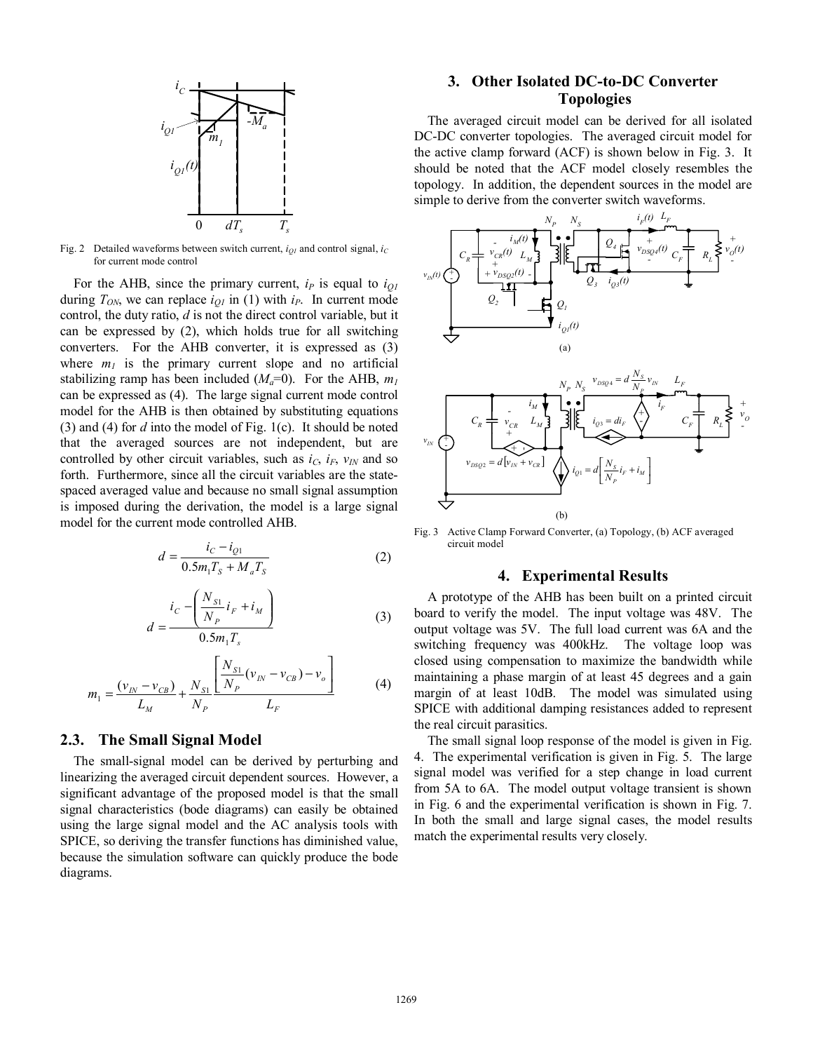Fig. 2 Detailed waveforms between switch current, $i_{Q1}$ and control signal, $i_C$ for current mode control

For the AHB, since the primary current, $i_P$ is equal to $i_{Q1}$ during $T_{ON}$, we can replace $i_{Q1}$ in (1) with $i_P$. In current mode control, the duty ratio, $d$ is not the direct control variable, but it can be expressed by (2), which holds true for all switching converters. For the AHB converter, it is expressed as (3) where $m_1$ is the primary current slope and no artificial stabilizing ramp has been included ($M_a$=0). For the AHB, $m_1$ can be expressed as (4). The large signal current mode control model for the AHB is then obtained by substituting equations (3) and (4) for $d$ into the model of Fig. 1(c). It should be noted that the averaged sources are not independent, but are controlled by other circuit variables, such as $i_C$, $i_F$, $v_{IN}$ and so forth. Furthermore, since all the circuit variables are the state-spaced averaged value and because no small signal assumption is imposed during the derivation, the model is a large signal model for the current mode controlled AHB.

$$d = \frac{i_C - i_{Q1}}{0.5 m_1 T_S + M_a T_S} \tag{2}$$

$$d = \frac{i_C - \left( \frac{N_{S1}}{N_P} i_F + i_M \right)}{0.5 m_1 T_s} \tag{3}$$

$$m_1 = \frac{(v_{IN} - v_{CB})}{L_M} + \frac{N_{S1}}{N_P} \frac{\left[ \frac{N_{S1}}{N_P}(v_{IN} - v_{CB}) - v_o \right]}{L_F} \tag{4}$$

### 2.3. The Small Signal Model

The small-signal model can be derived by perturbing and linearizing the averaged circuit dependent sources. However, a significant advantage of the proposed model is that the small signal characteristics (bode diagrams) can easily be obtained using the large signal model and the AC analysis tools with SPICE, so deriving the transfer functions has diminished value, because the simulation software can quickly produce the bode diagrams.

## 3. Other Isolated DC-to-DC Converter Topologies

The averaged circuit model can be derived for all isolated DC-DC converter topologies. The averaged circuit model for the active clamp forward (ACF) is shown below in Fig. 3. It should be noted that the ACF model closely resembles the topology. In addition, the dependent sources in the model are simple to derive from the converter switch waveforms.

Fig. 3 Active Clamp Forward Converter, (a) Topology, (b) ACF averaged circuit model

## 4. Experimental Results

A prototype of the AHB has been built on a printed circuit board to verify the model. The input voltage was 48V. The output voltage was 5V. The full load current was 6A and the switching frequency was 400kHz. The voltage loop was closed using compensation to maximize the bandwidth while maintaining a phase margin of at least 45 degrees and a gain margin of at least 10dB. The model was simulated using SPICE with additional damping resistances added to represent the real circuit parasitics.

The small signal loop response of the model is given in Fig. 4. The experimental verification is given in Fig. 5. The large signal model was verified for a step change in load current from 5A to 6A. The model output voltage transient is shown in Fig. 6 and the experimental verification is shown in Fig. 7. In both the small and large signal cases, the model results match the experimental results very closely.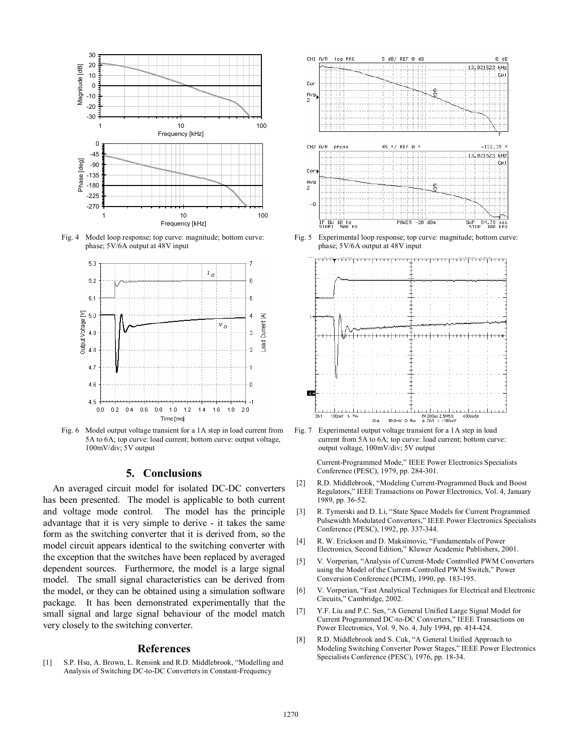30
20
10
0
-10
-20
-30
Magnitude [dB]
1
10
100
Frequency [kHz]

0
-45
-90
-135
-180
-225
-270
Phase [deg]
1
10
100
Frequency [kHz]

Fig. 4 Model loop response; top curve: magnitude; bottom curve: phase; 5V/6A output at 48V input

CH1 A/R log MAG 5 dB/ REF 0 dB 0 dB
13.021523 kHz
Cpl
Cor
Avg
2

CH2 A/R phase 45 °/ REF 0 ° -132.35 °
13.021523 kHz
Cpl
Cor
Avg
2
-0
IF BW 10 Hz POWER -20 dBm SWP 84.79 sec
START 500 Hz STOP 100 kHz

Fig. 5 Experimental loop response; top curve: magnitude; bottom curve: phase; 5V/6A output at 48V input

5.3
5.2
5.1
5.0
4.9
4.8
4.7
4.6
4.5
Output Voltage [V]
7
6
5
4
3
2
1
0
-1
Load Current [A]
$i_o$
$v_o$
0.0 0.2 0.4 0.6 0.8 1.0 1.2 1.4 1.6 1.8 2.0
Time [ms]

Fig. 6 Model output voltage transient for a 1A step in load current from 5A to 6A; top curve: load current; bottom curve: output voltage, 100mV/div; 5V output

1
4
Ch1 100mV Ω Bw M 200us 2.5MS/s 400ns/pt
Ch4 10.0mV Ω Bw A Ch1 ∖ -100mV

Fig. 7 Experimental output voltage transient for a 1A step in load current from 5A to 6A; top curve: load current; bottom curve: output voltage, 100mV/div; 5V output

## 5. Conclusions

An averaged circuit model for isolated DC-DC converters has been presented. The model is applicable to both current and voltage mode control. The model has the principle advantage that it is very simple to derive - it takes the same form as the switching converter that it is derived from, so the model circuit appears identical to the switching converter with the exception that the switches have been replaced by averaged dependent sources. Furthermore, the model is a large signal model. The small signal characteristics can be derived from the model, or they can be obtained using a simulation software package. It has been demonstrated experimentally that the small signal and large signal behaviour of the model match very closely to the switching converter.

## References

[1] S.P. Hsu, A. Brown, L. Rensink and R.D. Middlebrook, "Modelling and Analysis of Switching DC-to-DC Converters in Constant-Frequency Current-Programmed Mode," IEEE Power Electronics Specialists Conference (PESC), 1979, pp. 284-301.

[2] R.D. Middlebrook, "Modeling Current-Programmed Buck and Boost Regulators," IEEE Transactions on Power Electronics, Vol. 4, January 1989, pp. 36-52.

[3] R. Tymerski and D. Li, "State Space Models for Current Programmed Pulsewidth Modulated Converters," IEEE Power Electronics Specialists Conference (PESC), 1992, pp. 337-344.

[4] R. W. Erickson and D. Maksimovic, "Fundamentals of Power Electronics, Second Edition," Kluwer Academic Publishers, 2001.

[5] V. Vorperian, "Analysis of Current-Mode Controlled PWM Converters using the Model of the Current-Controlled PWM Switch," Power Conversion Conference (PCIM), 1990, pp. 183-195.

[6] V. Vorperian, "Fast Analytical Techniques for Electrical and Electronic Circuits," Cambridge, 2002.

[7] Y.F. Liu and P.C. Sen, "A General Unified Large Signal Model for Current Programmed DC-to-DC Converters," IEEE Transactions on Power Electronics, Vol. 9, No. 4, July 1994, pp. 414-424.

[8] R.D. Middlebrook and S. Cuk, "A General Unified Approach to Modeling Switching Converter Power Stages," IEEE Power Electronics Specialists Conference (PESC), 1976, pp. 18-34.